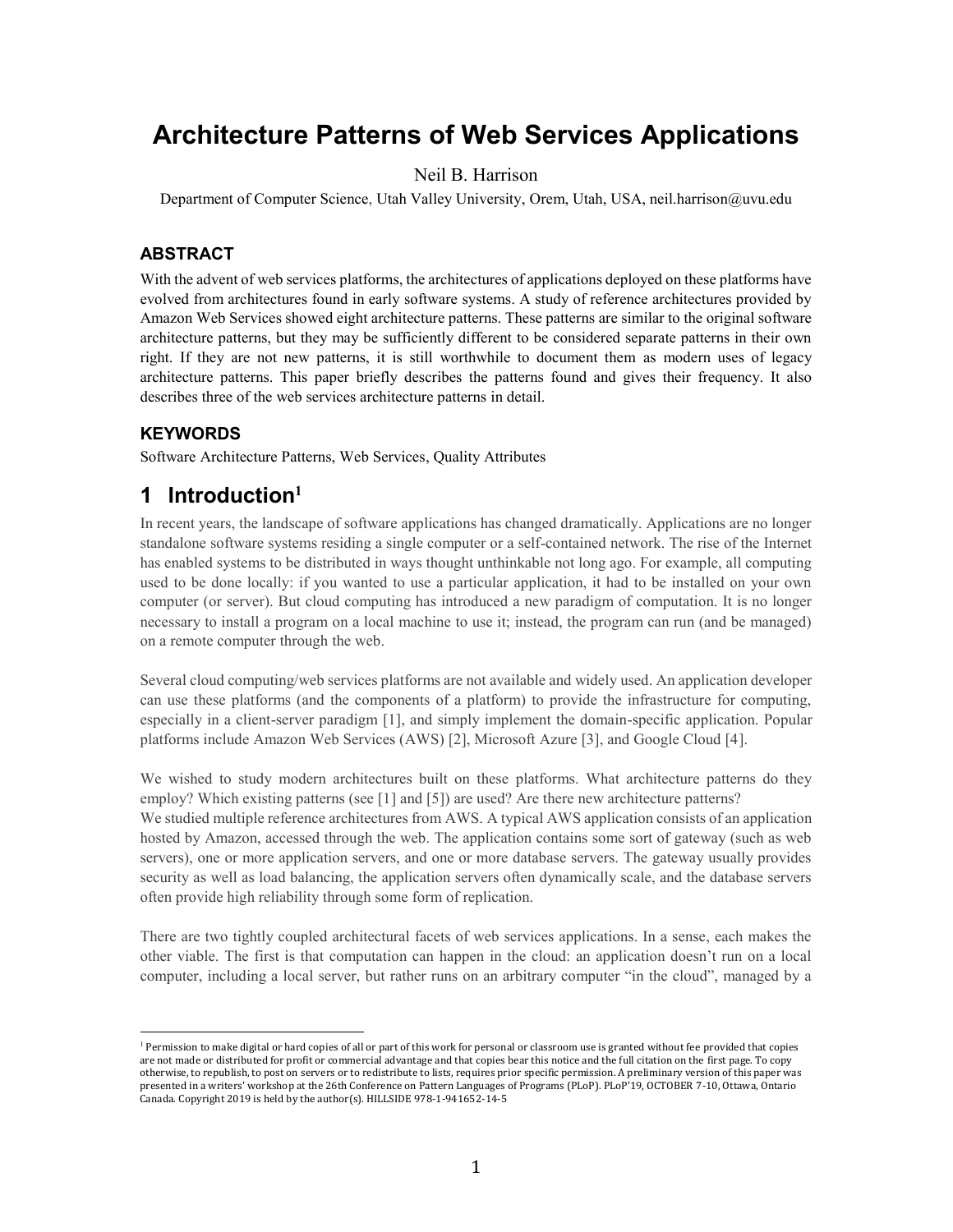# Architecture Patterns of Web Services Applications

Neil B. Harrison

Department of Computer Science, Utah Valley University, Orem, Utah, USA, neil.harrison@uvu.edu

### ABSTRACT

With the advent of web services platforms, the architectures of applications deployed on these platforms have evolved from architectures found in early software systems. A study of reference architectures provided by Amazon Web Services showed eight architecture patterns. These patterns are similar to the original software architecture patterns, but they may be sufficiently different to be considered separate patterns in their own right. If they are not new patterns, it is still worthwhile to document them as modern uses of legacy architecture patterns. This paper briefly describes the patterns found and gives their frequency. It also describes three of the web services architecture patterns in detail.

### KEYWORDS

Software Architecture Patterns, Web Services, Quality Attributes

## 1 Introduction[1]

In recent years, the landscape of software applications has changed dramatically. Applications are no longer standalone software systems residing a single computer or a self-contained network. The rise of the Internet has enabled systems to be distributed in ways thought unthinkable not long ago. For example, all computing used to be done locally: if you wanted to use a particular application, it had to be installed on your own computer (or server). But cloud computing has introduced a new paradigm of computation. It is no longer necessary to install a program on a local machine to use it; instead, the program can run (and be managed) on a remote computer through the web.

Several cloud computing/web services platforms are not available and widely used. An application developer can use these platforms (and the components of a platform) to provide the infrastructure for computing, especially in a client-server paradigm [1], and simply implement the domain-specific application. Popular platforms include Amazon Web Services (AWS) [2], Microsoft Azure [3], and Google Cloud [4].

We wished to study modern architectures built on these platforms. What architecture patterns do they employ? Which existing patterns (see [1] and [5]) are used? Are there new architecture patterns?

We studied multiple reference architectures from AWS. A typical AWS application consists of an application hosted by Amazon, accessed through the web. The application contains some sort of gateway (such as web servers), one or more application servers, and one or more database servers. The gateway usually provides security as well as load balancing, the application servers often dynamically scale, and the database servers often provide high reliability through some form of replication.

There are two tightly coupled architectural facets of web services applications. In a sense, each makes the other viable. The first is that computation can happen in the cloud: an application doesn't run on a local computer, including a local server, but rather runs on an arbitrary computer "in the cloud", managed by a

---

[1] Permission to make digital or hard copies of all or part of this work for personal or classroom use is granted without fee provided that copies are not made or distributed for profit or commercial advantage and that copies bear this notice and the full citation on the first page. To copy otherwise, to republish, to post on servers or to redistribute to lists, requires prior specific permission. A preliminary version of this paper was presented in a writers' workshop at the 26th Conference on Pattern Languages of Programs (PLoP). PLoP'19, OCTOBER 7-10, Ottawa, Ontario Canada. Copyright 2019 is held by the author(s). HILLSIDE 978-1-941652-14-5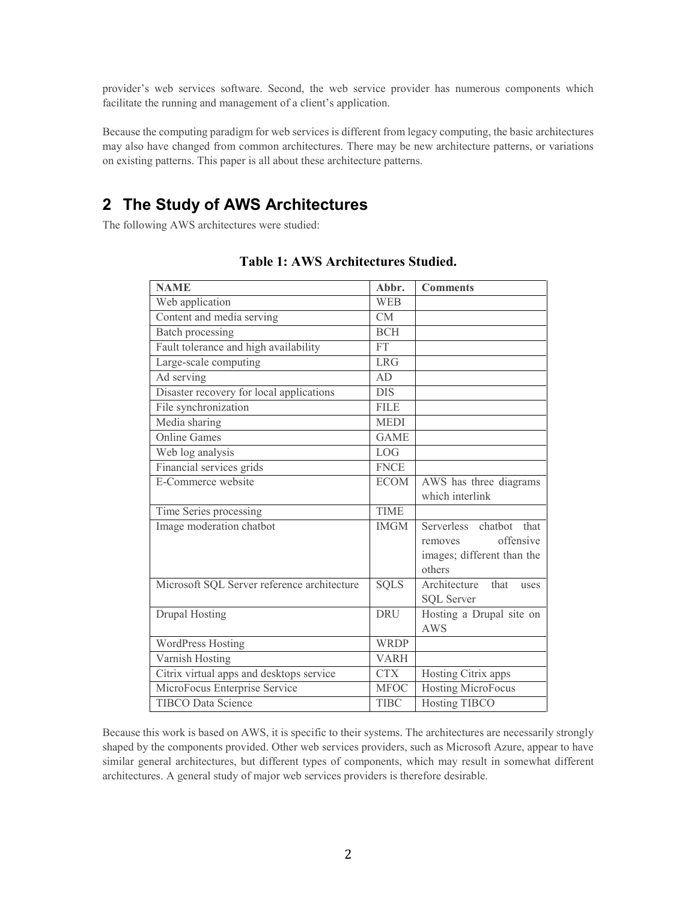provider's web services software. Second, the web service provider has numerous components which facilitate the running and management of a client's application.

Because the computing paradigm for web services is different from legacy computing, the basic architectures may also have changed from common architectures. There may be new architecture patterns, or variations on existing patterns. This paper is all about these architecture patterns.

# 2 The Study of AWS Architectures

The following AWS architectures were studied:

**Table 1: AWS Architectures Studied.**

| NAME | Abbr. | Comments |
|---|---|---|
| Web application | WEB | |
| Content and media serving | CM | |
| Batch processing | BCH | |
| Fault tolerance and high availability | FT | |
| Large-scale computing | LRG | |
| Ad serving | AD | |
| Disaster recovery for local applications | DIS | |
| File synchronization | FILE | |
| Media sharing | MEDI | |
| Online Games | GAME | |
| Web log analysis | LOG | |
| Financial services grids | FNCE | |
| E-Commerce website | ECOM | AWS has three diagrams which interlink |
| Time Series processing | TIME | |
| Image moderation chatbot | IMGM | Serverless chatbot that removes offensive images; different than the others |
| Microsoft SQL Server reference architecture | SQLS | Architecture that uses SQL Server |
| Drupal Hosting | DRU | Hosting a Drupal site on AWS |
| WordPress Hosting | WRDP | |
| Varnish Hosting | VARH | |
| Citrix virtual apps and desktops service | CTX | Hosting Citrix apps |
| MicroFocus Enterprise Service | MFOC | Hosting MicroFocus |
| TIBCO Data Science | TIBC | Hosting TIBCO |

Because this work is based on AWS, it is specific to their systems. The architectures are necessarily strongly shaped by the components provided. Other web services providers, such as Microsoft Azure, appear to have similar general architectures, but different types of components, which may result in somewhat different architectures. A general study of major web services providers is therefore desirable.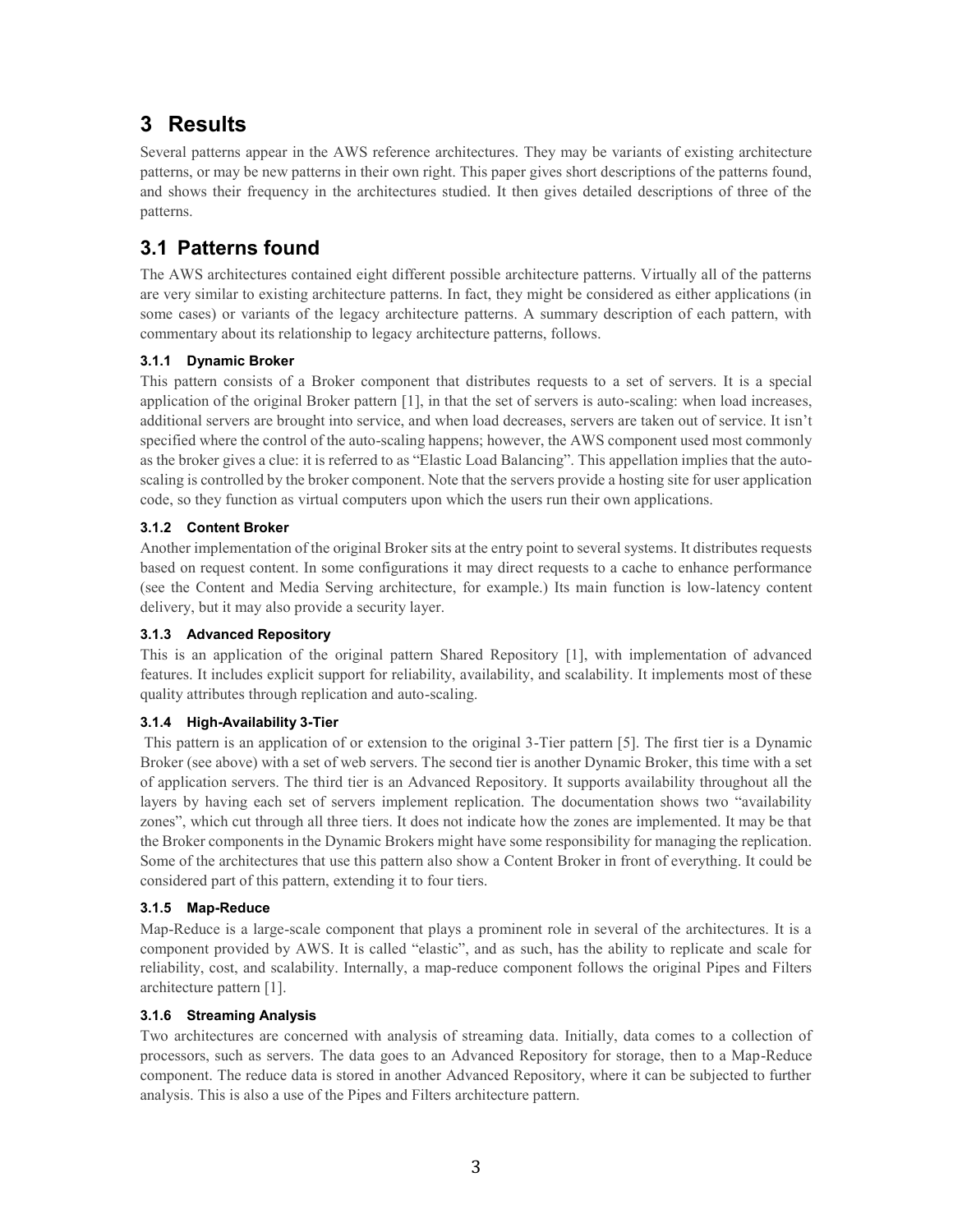# 3 Results

Several patterns appear in the AWS reference architectures. They may be variants of existing architecture patterns, or may be new patterns in their own right. This paper gives short descriptions of the patterns found, and shows their frequency in the architectures studied. It then gives detailed descriptions of three of the patterns.

## 3.1 Patterns found

The AWS architectures contained eight different possible architecture patterns. Virtually all of the patterns are very similar to existing architecture patterns. In fact, they might be considered as either applications (in some cases) or variants of the legacy architecture patterns. A summary description of each pattern, with commentary about its relationship to legacy architecture patterns, follows.

### 3.1.1 Dynamic Broker

This pattern consists of a Broker component that distributes requests to a set of servers. It is a special application of the original Broker pattern [1], in that the set of servers is auto-scaling: when load increases, additional servers are brought into service, and when load decreases, servers are taken out of service. It isn't specified where the control of the auto-scaling happens; however, the AWS component used most commonly as the broker gives a clue: it is referred to as "Elastic Load Balancing". This appellation implies that the auto-scaling is controlled by the broker component. Note that the servers provide a hosting site for user application code, so they function as virtual computers upon which the users run their own applications.

### 3.1.2 Content Broker

Another implementation of the original Broker sits at the entry point to several systems. It distributes requests based on request content. In some configurations it may direct requests to a cache to enhance performance (see the Content and Media Serving architecture, for example.) Its main function is low-latency content delivery, but it may also provide a security layer.

### 3.1.3 Advanced Repository

This is an application of the original pattern Shared Repository [1], with implementation of advanced features. It includes explicit support for reliability, availability, and scalability. It implements most of these quality attributes through replication and auto-scaling.

### 3.1.4 High-Availability 3-Tier

This pattern is an application of or extension to the original 3-Tier pattern [5]. The first tier is a Dynamic Broker (see above) with a set of web servers. The second tier is another Dynamic Broker, this time with a set of application servers. The third tier is an Advanced Repository. It supports availability throughout all the layers by having each set of servers implement replication. The documentation shows two "availability zones", which cut through all three tiers. It does not indicate how the zones are implemented. It may be that the Broker components in the Dynamic Brokers might have some responsibility for managing the replication. Some of the architectures that use this pattern also show a Content Broker in front of everything. It could be considered part of this pattern, extending it to four tiers.

### 3.1.5 Map-Reduce

Map-Reduce is a large-scale component that plays a prominent role in several of the architectures. It is a component provided by AWS. It is called "elastic", and as such, has the ability to replicate and scale for reliability, cost, and scalability. Internally, a map-reduce component follows the original Pipes and Filters architecture pattern [1].

### 3.1.6 Streaming Analysis

Two architectures are concerned with analysis of streaming data. Initially, data comes to a collection of processors, such as servers. The data goes to an Advanced Repository for storage, then to a Map-Reduce component. The reduce data is stored in another Advanced Repository, where it can be subjected to further analysis. This is also a use of the Pipes and Filters architecture pattern.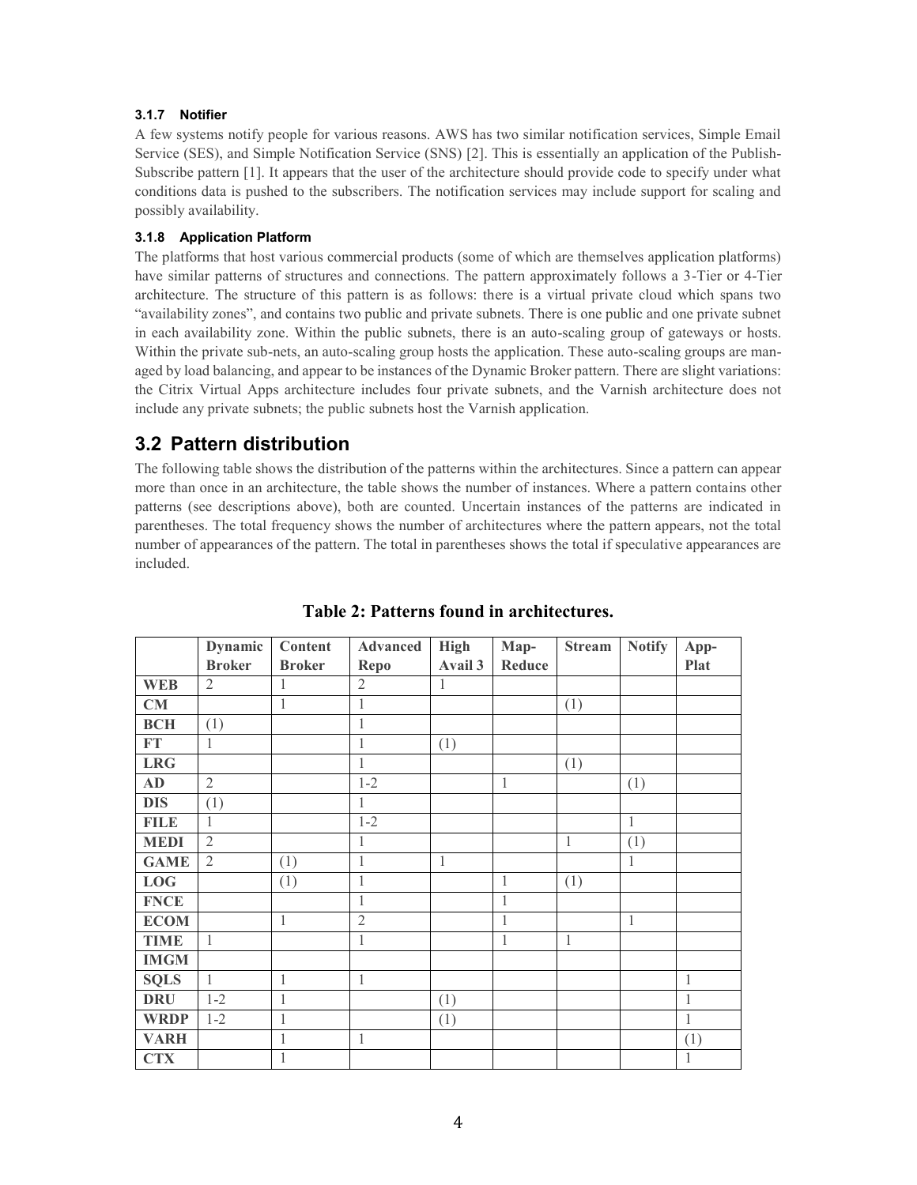#### 3.1.7 Notifier

A few systems notify people for various reasons. AWS has two similar notification services, Simple Email Service (SES), and Simple Notification Service (SNS) [2]. This is essentially an application of the Publish-Subscribe pattern [1]. It appears that the user of the architecture should provide code to specify under what conditions data is pushed to the subscribers. The notification services may include support for scaling and possibly availability.

#### 3.1.8 Application Platform

The platforms that host various commercial products (some of which are themselves application platforms) have similar patterns of structures and connections. The pattern approximately follows a 3-Tier or 4-Tier architecture. The structure of this pattern is as follows: there is a virtual private cloud which spans two "availability zones", and contains two public and private subnets. There is one public and one private subnet in each availability zone. Within the public subnets, there is an auto-scaling group of gateways or hosts. Within the private sub-nets, an auto-scaling group hosts the application. These auto-scaling groups are managed by load balancing, and appear to be instances of the Dynamic Broker pattern. There are slight variations: the Citrix Virtual Apps architecture includes four private subnets, and the Varnish architecture does not include any private subnets; the public subnets host the Varnish application.

## 3.2 Pattern distribution

The following table shows the distribution of the patterns within the architectures. Since a pattern can appear more than once in an architecture, the table shows the number of instances. Where a pattern contains other patterns (see descriptions above), both are counted. Uncertain instances of the patterns are indicated in parentheses. The total frequency shows the number of architectures where the pattern appears, not the total number of appearances of the pattern. The total in parentheses shows the total if speculative appearances are included.

**Table 2: Patterns found in architectures.**

| | Dynamic Broker | Content Broker | Advanced Repo | High Avail 3 | Map-Reduce | Stream | Notify | App-Plat |
|---|---|---|---|---|---|---|---|---|
| **WEB** | 2 | 1 | 2 | 1 | | | | |
| **CM** | | 1 | 1 | | | (1) | | |
| **BCH** | (1) | | 1 | | | | | |
| **FT** | 1 | | 1 | (1) | | | | |
| **LRG** | | | 1 | | | (1) | | |
| **AD** | 2 | | 1-2 | | 1 | | (1) | |
| **DIS** | (1) | | 1 | | | | | |
| **FILE** | 1 | | 1-2 | | | | 1 | |
| **MEDI** | 2 | | 1 | | | 1 | (1) | |
| **GAME** | 2 | (1) | 1 | 1 | | | 1 | |
| **LOG** | | (1) | 1 | | 1 | (1) | | |
| **FNCE** | | | 1 | | 1 | | | |
| **ECOM** | | 1 | 2 | | 1 | | 1 | |
| **TIME** | 1 | | 1 | | 1 | 1 | | |
| **IMGM** | | | | | | | | |
| **SQLS** | 1 | 1 | 1 | | | | | 1 |
| **DRU** | 1-2 | 1 | | (1) | | | | 1 |
| **WRDP** | 1-2 | 1 | | (1) | | | | 1 |
| **VARH** | | 1 | 1 | | | | | (1) |
| **CTX** | | 1 | | | | | | 1 |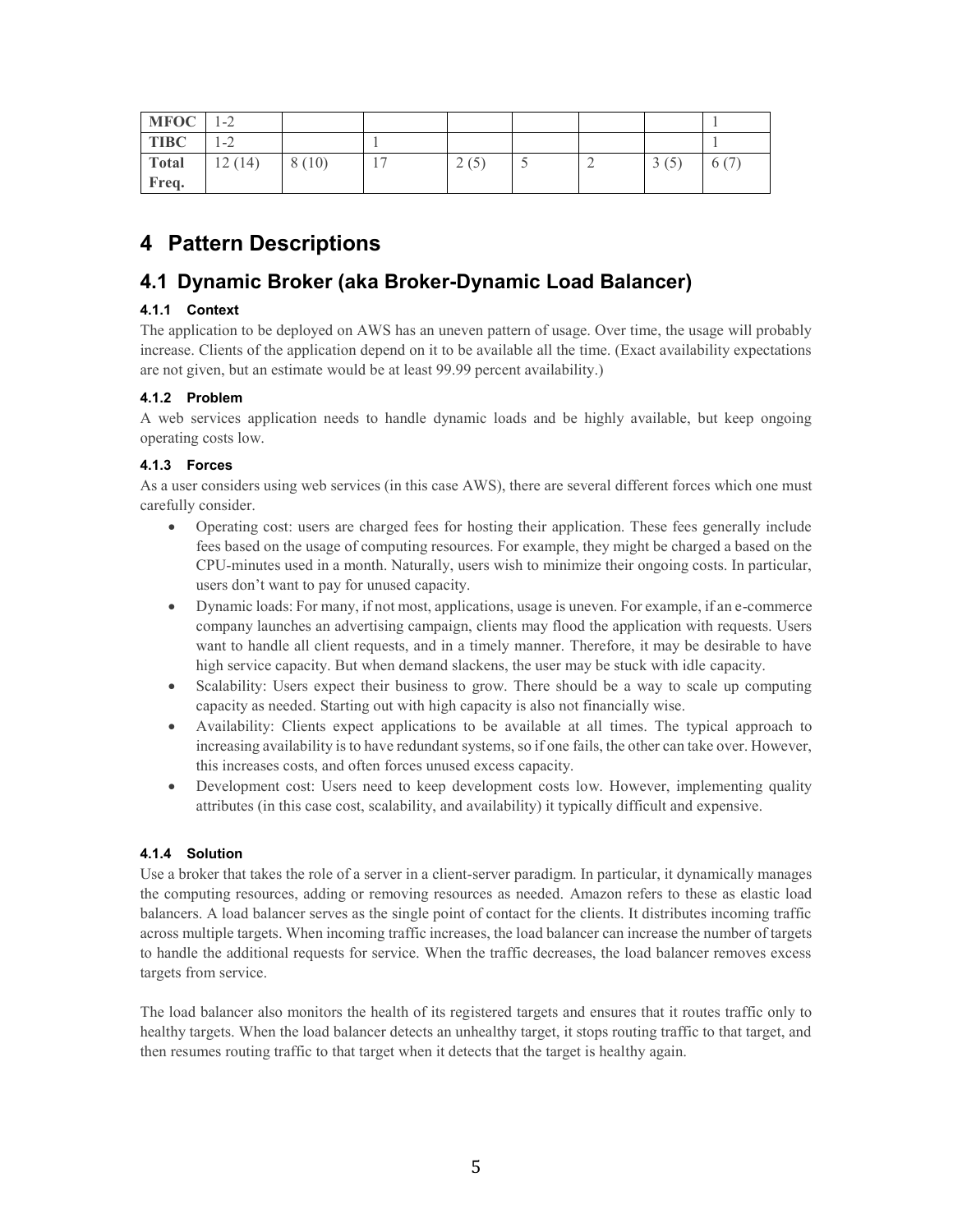| MFOC | 1-2 | | | | | | | 1 |
|---|---|---|---|---|---|---|---|---|
| **TIBC** | 1-2 | | 1 | | | | | 1 |
| **Total Freq.** | 12 (14) | 8 (10) | 17 | 2 (5) | 5 | 2 | 3 (5) | 6 (7) |

# 4 Pattern Descriptions

## 4.1 Dynamic Broker (aka Broker-Dynamic Load Balancer)

### 4.1.1 Context

The application to be deployed on AWS has an uneven pattern of usage. Over time, the usage will probably increase. Clients of the application depend on it to be available all the time. (Exact availability expectations are not given, but an estimate would be at least 99.99 percent availability.)

### 4.1.2 Problem

A web services application needs to handle dynamic loads and be highly available, but keep ongoing operating costs low.

### 4.1.3 Forces

As a user considers using web services (in this case AWS), there are several different forces which one must carefully consider.

- Operating cost: users are charged fees for hosting their application. These fees generally include fees based on the usage of computing resources. For example, they might be charged a based on the CPU-minutes used in a month. Naturally, users wish to minimize their ongoing costs. In particular, users don't want to pay for unused capacity.
- Dynamic loads: For many, if not most, applications, usage is uneven. For example, if an e-commerce company launches an advertising campaign, clients may flood the application with requests. Users want to handle all client requests, and in a timely manner. Therefore, it may be desirable to have high service capacity. But when demand slackens, the user may be stuck with idle capacity.
- Scalability: Users expect their business to grow. There should be a way to scale up computing capacity as needed. Starting out with high capacity is also not financially wise.
- Availability: Clients expect applications to be available at all times. The typical approach to increasing availability is to have redundant systems, so if one fails, the other can take over. However, this increases costs, and often forces unused excess capacity.
- Development cost: Users need to keep development costs low. However, implementing quality attributes (in this case cost, scalability, and availability) it typically difficult and expensive.

### 4.1.4 Solution

Use a broker that takes the role of a server in a client-server paradigm. In particular, it dynamically manages the computing resources, adding or removing resources as needed. Amazon refers to these as elastic load balancers. A load balancer serves as the single point of contact for the clients. It distributes incoming traffic across multiple targets. When incoming traffic increases, the load balancer can increase the number of targets to handle the additional requests for service. When the traffic decreases, the load balancer removes excess targets from service.

The load balancer also monitors the health of its registered targets and ensures that it routes traffic only to healthy targets. When the load balancer detects an unhealthy target, it stops routing traffic to that target, and then resumes routing traffic to that target when it detects that the target is healthy again.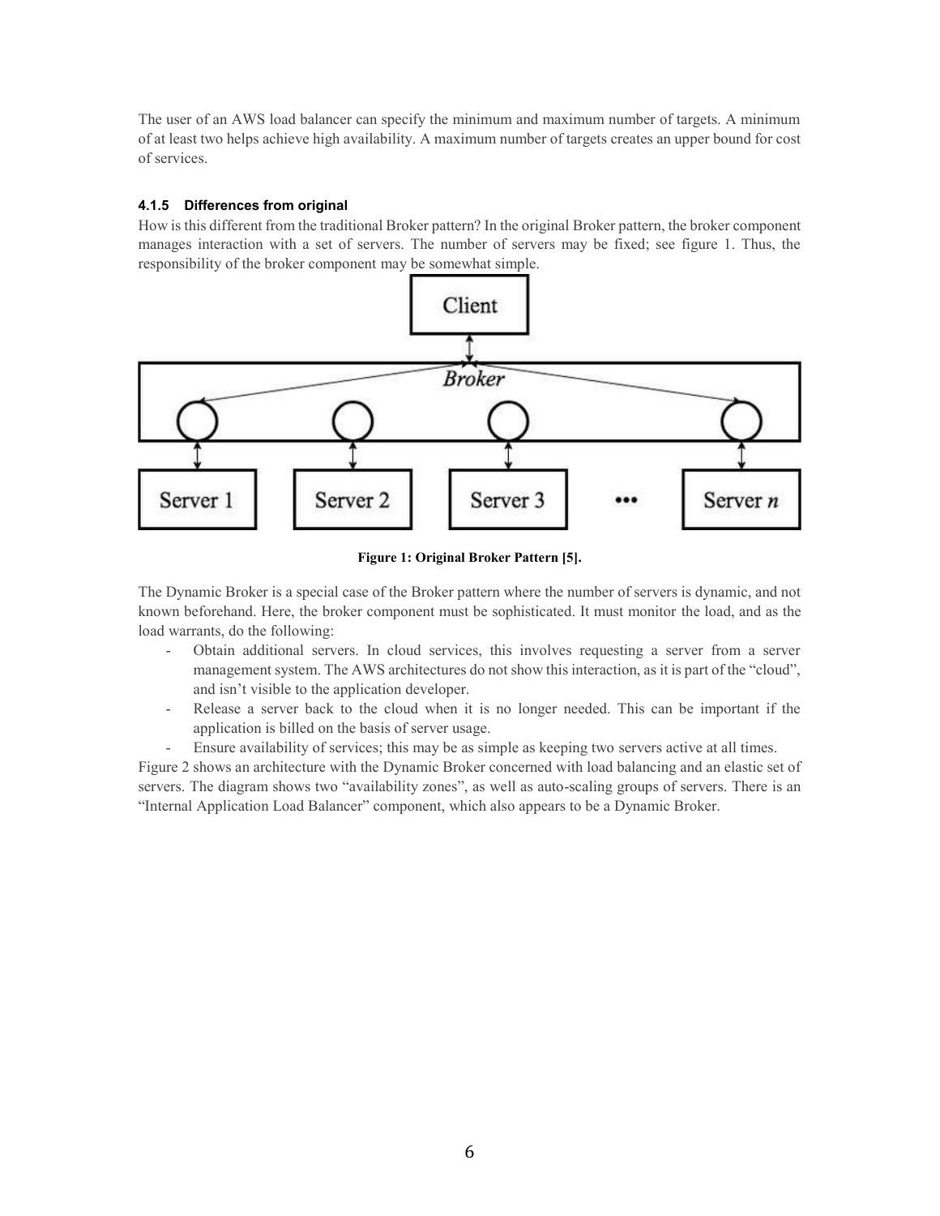The user of an AWS load balancer can specify the minimum and maximum number of targets. A minimum of at least two helps achieve high availability. A maximum number of targets creates an upper bound for cost of services.

#### 4.1.5 Differences from original

How is this different from the traditional Broker pattern? In the original Broker pattern, the broker component manages interaction with a set of servers. The number of servers may be fixed; see figure 1. Thus, the responsibility of the broker component may be somewhat simple.

**Figure 1: Original Broker Pattern [5].**

The Dynamic Broker is a special case of the Broker pattern where the number of servers is dynamic, and not known beforehand. Here, the broker component must be sophisticated. It must monitor the load, and as the load warrants, do the following:

- Obtain additional servers. In cloud services, this involves requesting a server from a server management system. The AWS architectures do not show this interaction, as it is part of the "cloud", and isn't visible to the application developer.
- Release a server back to the cloud when it is no longer needed. This can be important if the application is billed on the basis of server usage.
- Ensure availability of services; this may be as simple as keeping two servers active at all times.

Figure 2 shows an architecture with the Dynamic Broker concerned with load balancing and an elastic set of servers. The diagram shows two "availability zones", as well as auto-scaling groups of servers. There is an "Internal Application Load Balancer" component, which also appears to be a Dynamic Broker.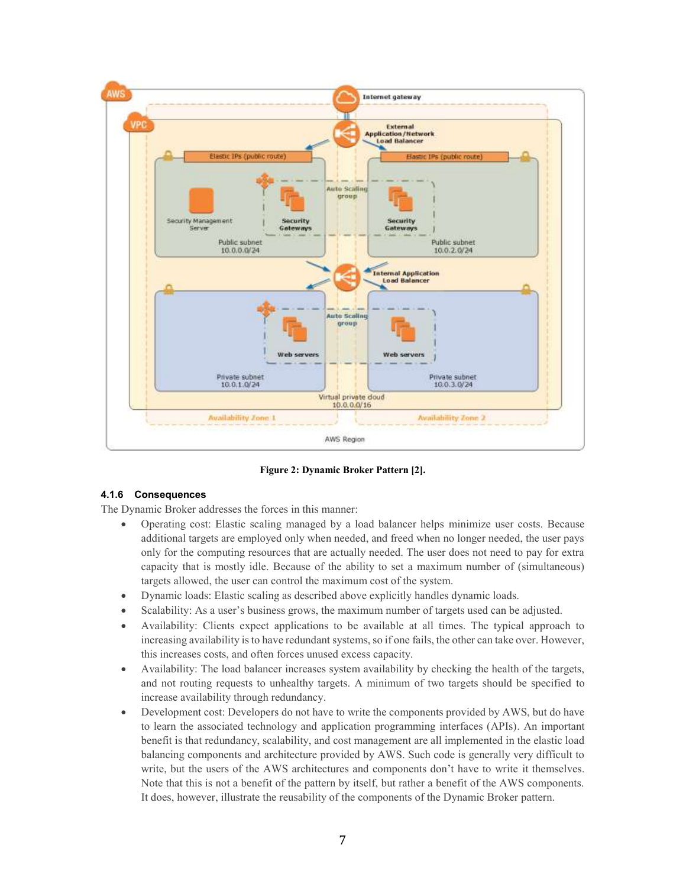Figure 2: Dynamic Broker Pattern [2].

### 4.1.6 Consequences

The Dynamic Broker addresses the forces in this manner:

- Operating cost: Elastic scaling managed by a load balancer helps minimize user costs. Because additional targets are employed only when needed, and freed when no longer needed, the user pays only for the computing resources that are actually needed. The user does not need to pay for extra capacity that is mostly idle. Because of the ability to set a maximum number of (simultaneous) targets allowed, the user can control the maximum cost of the system.
- Dynamic loads: Elastic scaling as described above explicitly handles dynamic loads.
- Scalability: As a user's business grows, the maximum number of targets used can be adjusted.
- Availability: Clients expect applications to be available at all times. The typical approach to increasing availability is to have redundant systems, so if one fails, the other can take over. However, this increases costs, and often forces unused excess capacity.
- Availability: The load balancer increases system availability by checking the health of the targets, and not routing requests to unhealthy targets. A minimum of two targets should be specified to increase availability through redundancy.
- Development cost: Developers do not have to write the components provided by AWS, but do have to learn the associated technology and application programming interfaces (APIs). An important benefit is that redundancy, scalability, and cost management are all implemented in the elastic load balancing components and architecture provided by AWS. Such code is generally very difficult to write, but the users of the AWS architectures and components don't have to write it themselves. Note that this is not a benefit of the pattern by itself, but rather a benefit of the AWS components. It does, however, illustrate the reusability of the components of the Dynamic Broker pattern.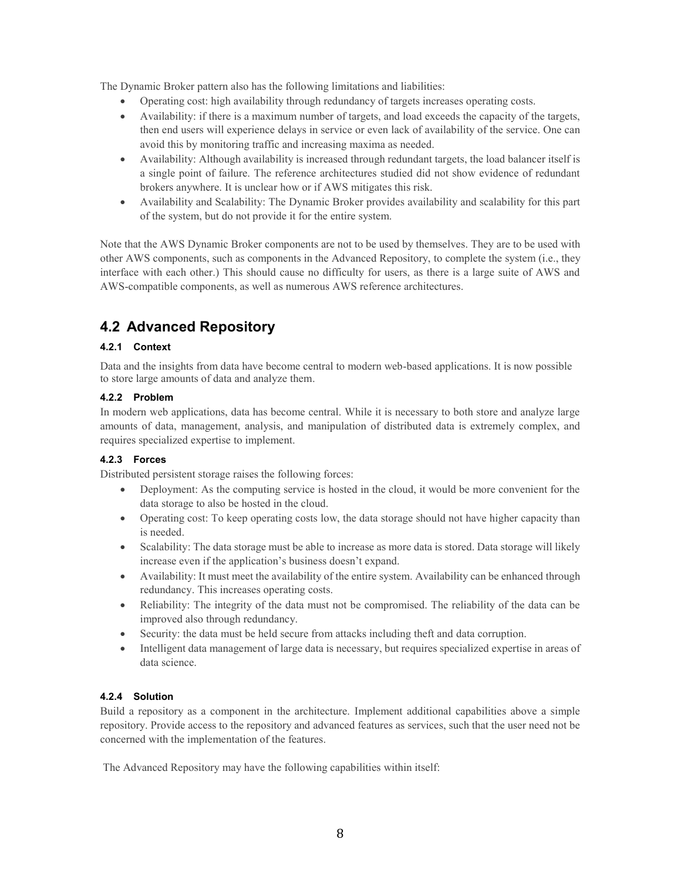The Dynamic Broker pattern also has the following limitations and liabilities:

- Operating cost: high availability through redundancy of targets increases operating costs.
- Availability: if there is a maximum number of targets, and load exceeds the capacity of the targets, then end users will experience delays in service or even lack of availability of the service. One can avoid this by monitoring traffic and increasing maxima as needed.
- Availability: Although availability is increased through redundant targets, the load balancer itself is a single point of failure. The reference architectures studied did not show evidence of redundant brokers anywhere. It is unclear how or if AWS mitigates this risk.
- Availability and Scalability: The Dynamic Broker provides availability and scalability for this part of the system, but do not provide it for the entire system.

Note that the AWS Dynamic Broker components are not to be used by themselves. They are to be used with other AWS components, such as components in the Advanced Repository, to complete the system (i.e., they interface with each other.) This should cause no difficulty for users, as there is a large suite of AWS and AWS-compatible components, as well as numerous AWS reference architectures.

## 4.2 Advanced Repository

#### 4.2.1 Context

Data and the insights from data have become central to modern web-based applications. It is now possible to store large amounts of data and analyze them.

#### 4.2.2 Problem

In modern web applications, data has become central. While it is necessary to both store and analyze large amounts of data, management, analysis, and manipulation of distributed data is extremely complex, and requires specialized expertise to implement.

#### 4.2.3 Forces

Distributed persistent storage raises the following forces:

- Deployment: As the computing service is hosted in the cloud, it would be more convenient for the data storage to also be hosted in the cloud.
- Operating cost: To keep operating costs low, the data storage should not have higher capacity than is needed.
- Scalability: The data storage must be able to increase as more data is stored. Data storage will likely increase even if the application's business doesn't expand.
- Availability: It must meet the availability of the entire system. Availability can be enhanced through redundancy. This increases operating costs.
- Reliability: The integrity of the data must not be compromised. The reliability of the data can be improved also through redundancy.
- Security: the data must be held secure from attacks including theft and data corruption.
- Intelligent data management of large data is necessary, but requires specialized expertise in areas of data science.

#### 4.2.4 Solution

Build a repository as a component in the architecture. Implement additional capabilities above a simple repository. Provide access to the repository and advanced features as services, such that the user need not be concerned with the implementation of the features.

The Advanced Repository may have the following capabilities within itself: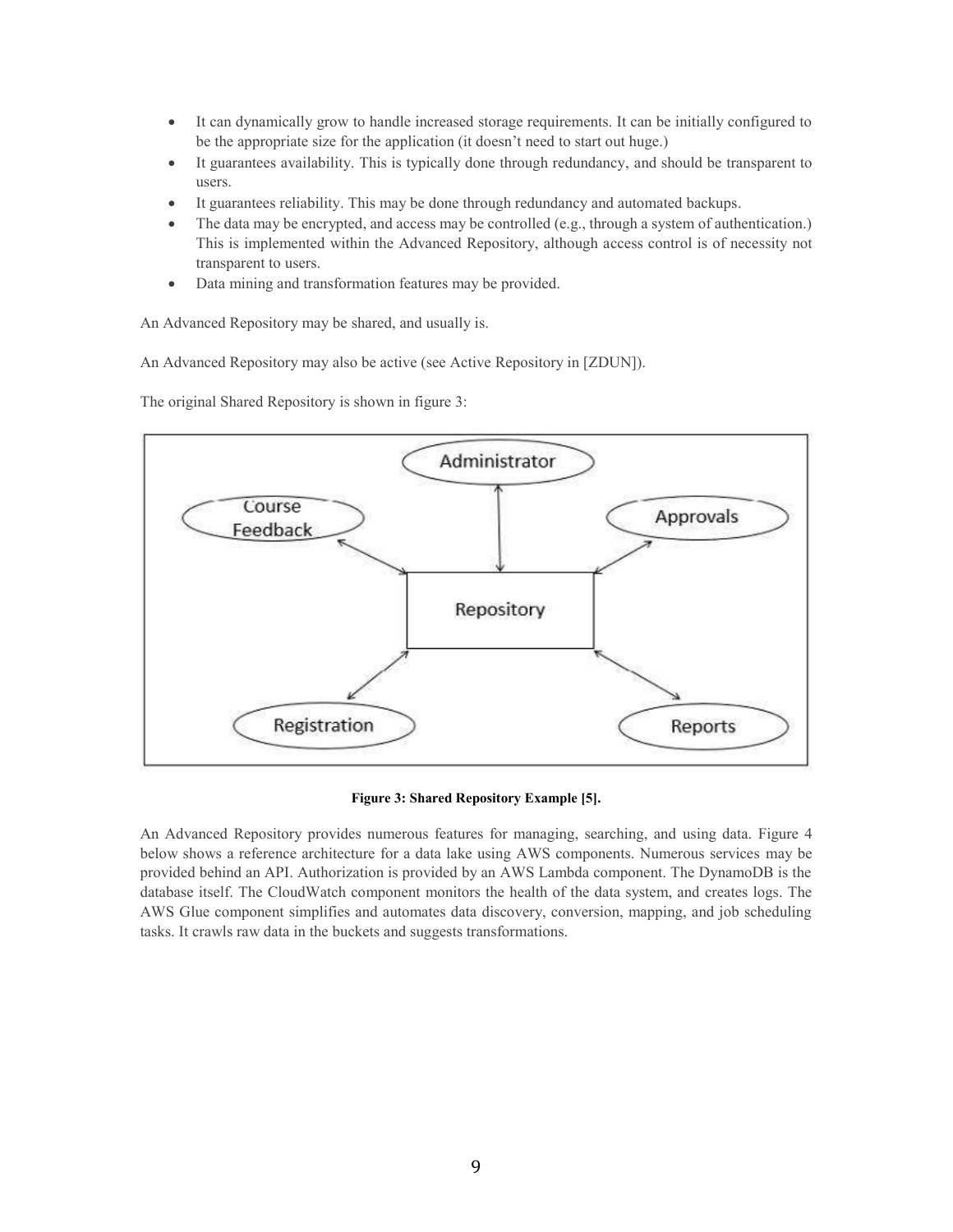- It can dynamically grow to handle increased storage requirements. It can be initially configured to be the appropriate size for the application (it doesn't need to start out huge.)
- It guarantees availability. This is typically done through redundancy, and should be transparent to users.
- It guarantees reliability. This may be done through redundancy and automated backups.
- The data may be encrypted, and access may be controlled (e.g., through a system of authentication.) This is implemented within the Advanced Repository, although access control is of necessity not transparent to users.
- Data mining and transformation features may be provided.

An Advanced Repository may be shared, and usually is.

An Advanced Repository may also be active (see Active Repository in [ZDUN]).

The original Shared Repository is shown in figure 3:

**Figure 3: Shared Repository Example [5].**

An Advanced Repository provides numerous features for managing, searching, and using data. Figure 4 below shows a reference architecture for a data lake using AWS components. Numerous services may be provided behind an API. Authorization is provided by an AWS Lambda component. The DynamoDB is the database itself. The CloudWatch component monitors the health of the data system, and creates logs. The AWS Glue component simplifies and automates data discovery, conversion, mapping, and job scheduling tasks. It crawls raw data in the buckets and suggests transformations.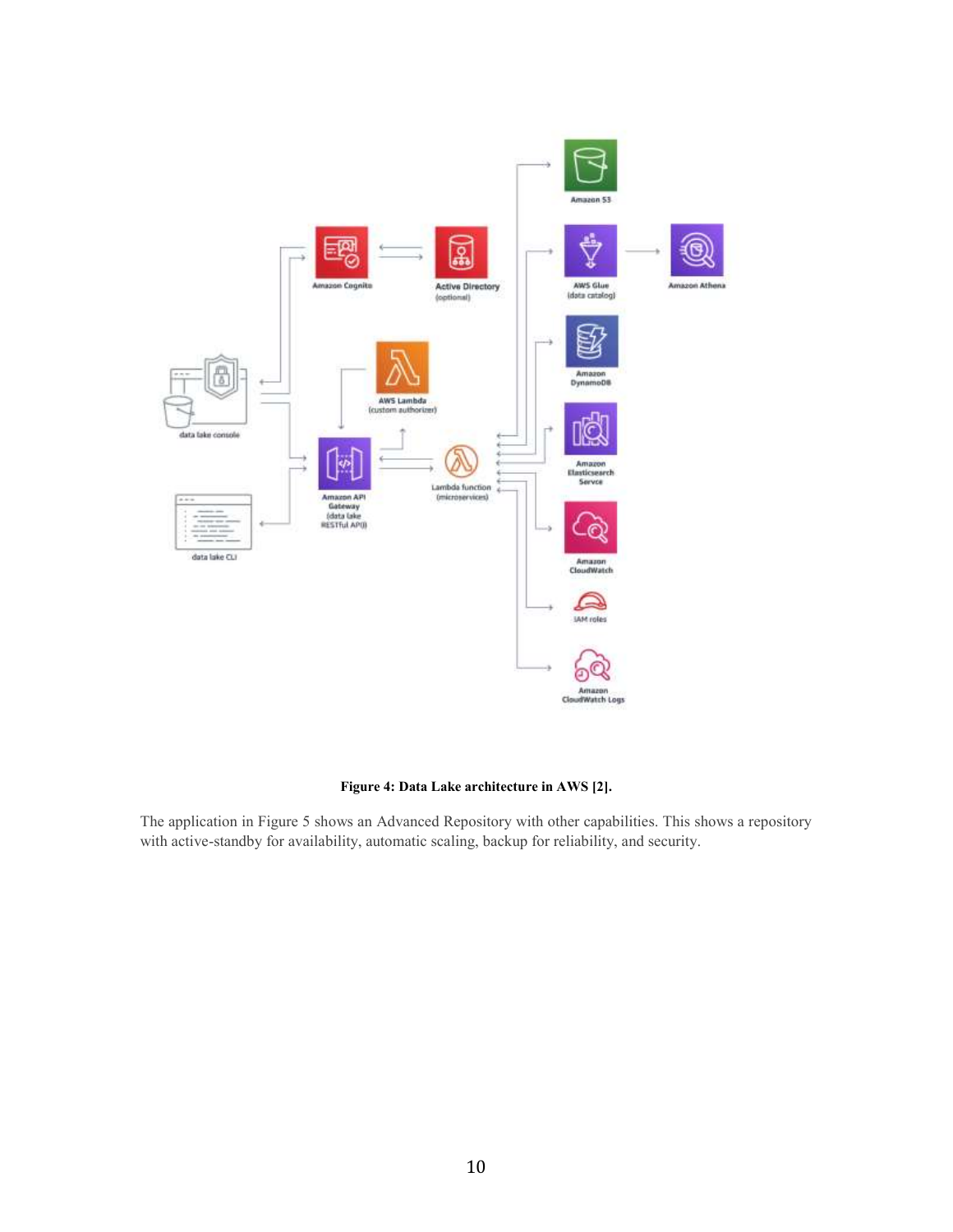**Figure 4: Data Lake architecture in AWS [2].**

The application in Figure 5 shows an Advanced Repository with other capabilities. This shows a repository with active-standby for availability, automatic scaling, backup for reliability, and security.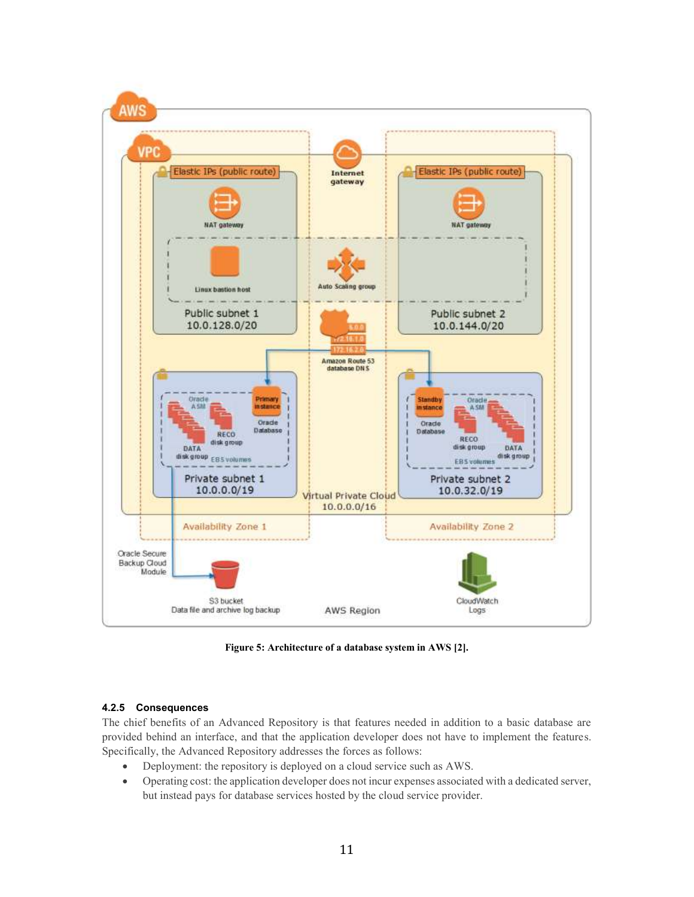**Figure 5: Architecture of a database system in AWS [2].**

#### 4.2.5 Consequences

The chief benefits of an Advanced Repository is that features needed in addition to a basic database are provided behind an interface, and that the application developer does not have to implement the features. Specifically, the Advanced Repository addresses the forces as follows:

- Deployment: the repository is deployed on a cloud service such as AWS.
- Operating cost: the application developer does not incur expenses associated with a dedicated server, but instead pays for database services hosted by the cloud service provider.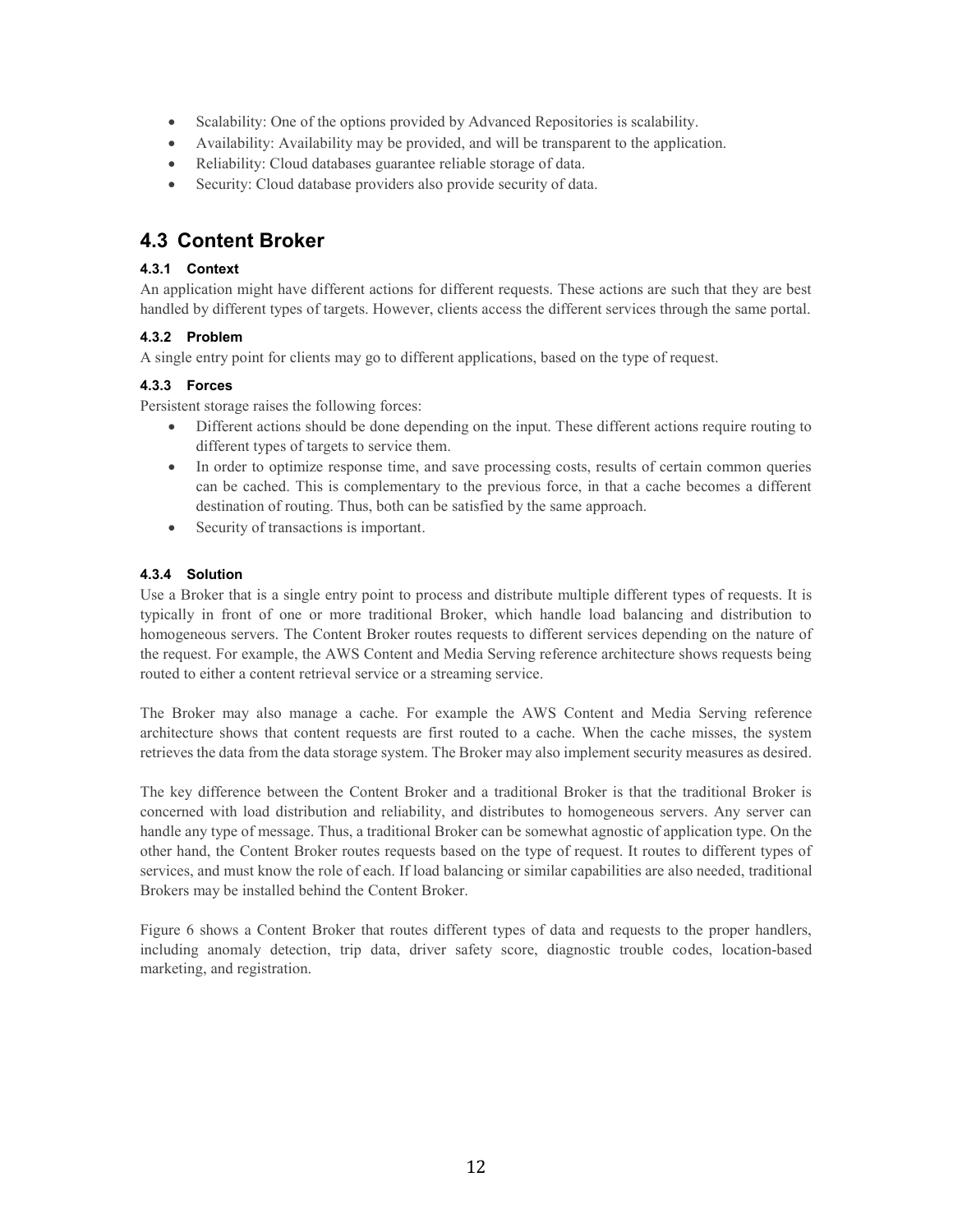- Scalability: One of the options provided by Advanced Repositories is scalability.
- Availability: Availability may be provided, and will be transparent to the application.
- Reliability: Cloud databases guarantee reliable storage of data.
- Security: Cloud database providers also provide security of data.

## 4.3 Content Broker

### 4.3.1 Context

An application might have different actions for different requests. These actions are such that they are best handled by different types of targets. However, clients access the different services through the same portal.

### 4.3.2 Problem

A single entry point for clients may go to different applications, based on the type of request.

### 4.3.3 Forces

Persistent storage raises the following forces:

- Different actions should be done depending on the input. These different actions require routing to different types of targets to service them.
- In order to optimize response time, and save processing costs, results of certain common queries can be cached. This is complementary to the previous force, in that a cache becomes a different destination of routing. Thus, both can be satisfied by the same approach.
- Security of transactions is important.

### 4.3.4 Solution

Use a Broker that is a single entry point to process and distribute multiple different types of requests. It is typically in front of one or more traditional Broker, which handle load balancing and distribution to homogeneous servers. The Content Broker routes requests to different services depending on the nature of the request. For example, the AWS Content and Media Serving reference architecture shows requests being routed to either a content retrieval service or a streaming service.

The Broker may also manage a cache. For example the AWS Content and Media Serving reference architecture shows that content requests are first routed to a cache. When the cache misses, the system retrieves the data from the data storage system. The Broker may also implement security measures as desired.

The key difference between the Content Broker and a traditional Broker is that the traditional Broker is concerned with load distribution and reliability, and distributes to homogeneous servers. Any server can handle any type of message. Thus, a traditional Broker can be somewhat agnostic of application type. On the other hand, the Content Broker routes requests based on the type of request. It routes to different types of services, and must know the role of each. If load balancing or similar capabilities are also needed, traditional Brokers may be installed behind the Content Broker.

Figure 6 shows a Content Broker that routes different types of data and requests to the proper handlers, including anomaly detection, trip data, driver safety score, diagnostic trouble codes, location-based marketing, and registration.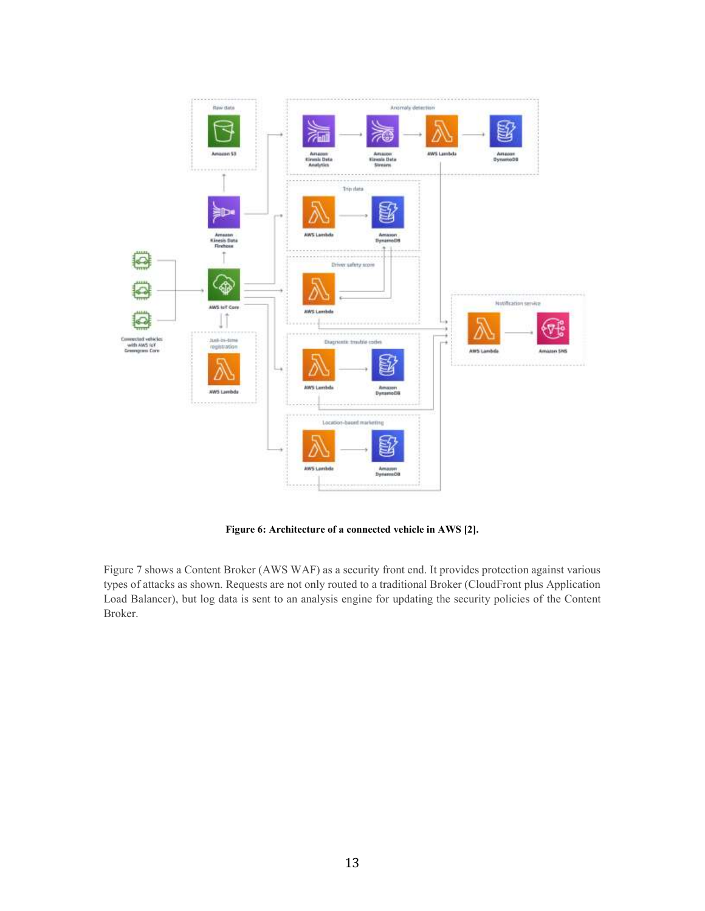**Figure 6: Architecture of a connected vehicle in AWS [2].**

Figure 7 shows a Content Broker (AWS WAF) as a security front end. It provides protection against various types of attacks as shown. Requests are not only routed to a traditional Broker (CloudFront plus Application Load Balancer), but log data is sent to an analysis engine for updating the security policies of the Content Broker.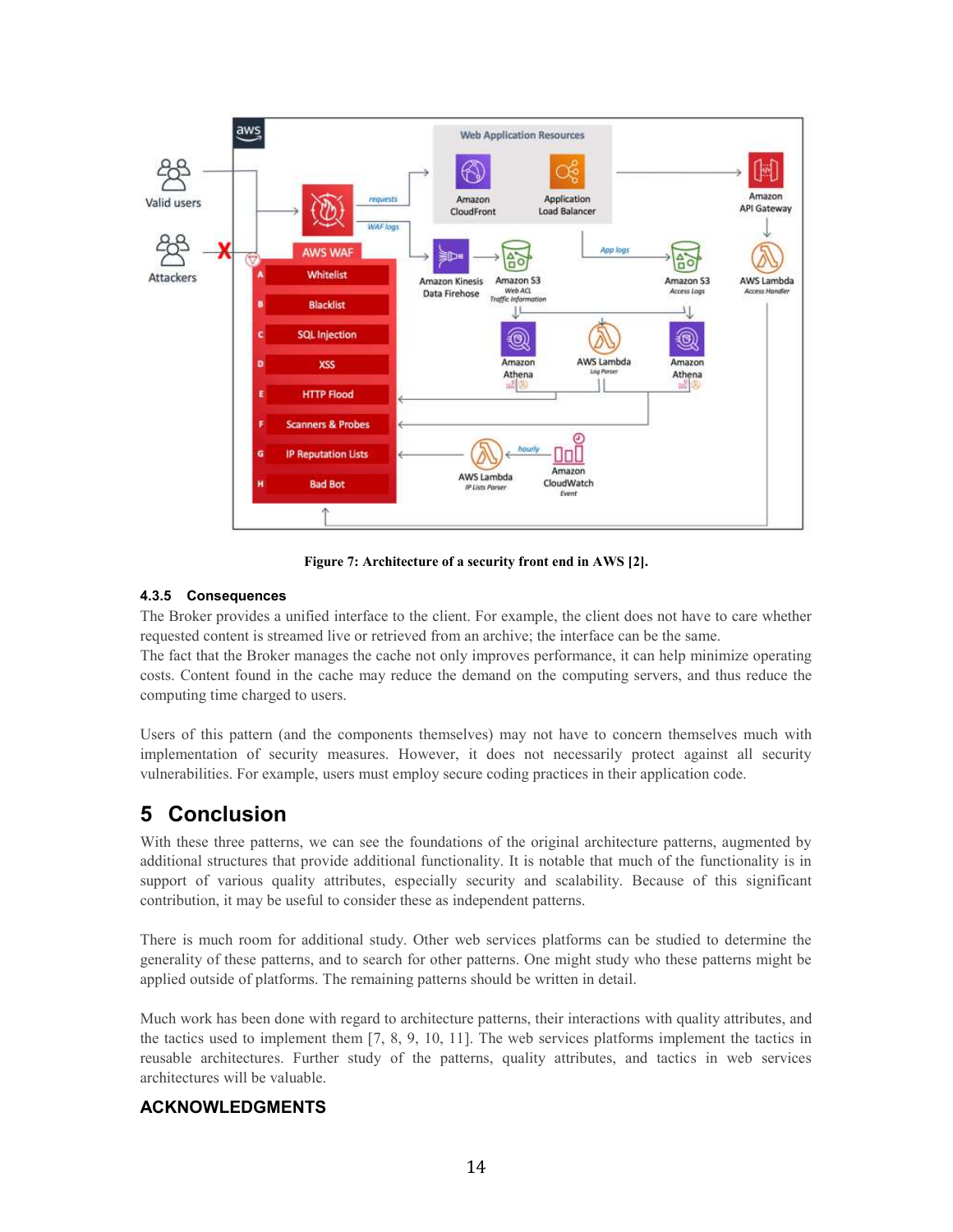Figure 7: Architecture of a security front end in AWS [2].

#### 4.3.5 Consequences

The Broker provides a unified interface to the client. For example, the client does not have to care whether requested content is streamed live or retrieved from an archive; the interface can be the same.
The fact that the Broker manages the cache not only improves performance, it can help minimize operating costs. Content found in the cache may reduce the demand on the computing servers, and thus reduce the computing time charged to users.

Users of this pattern (and the components themselves) may not have to concern themselves much with implementation of security measures. However, it does not necessarily protect against all security vulnerabilities. For example, users must employ secure coding practices in their application code.

## 5 Conclusion

With these three patterns, we can see the foundations of the original architecture patterns, augmented by additional structures that provide additional functionality. It is notable that much of the functionality is in support of various quality attributes, especially security and scalability. Because of this significant contribution, it may be useful to consider these as independent patterns.

There is much room for additional study. Other web services platforms can be studied to determine the generality of these patterns, and to search for other patterns. One might study who these patterns might be applied outside of platforms. The remaining patterns should be written in detail.

Much work has been done with regard to architecture patterns, their interactions with quality attributes, and the tactics used to implement them [7, 8, 9, 10, 11]. The web services platforms implement the tactics in reusable architectures. Further study of the patterns, quality attributes, and tactics in web services architectures will be valuable.

## ACKNOWLEDGMENTS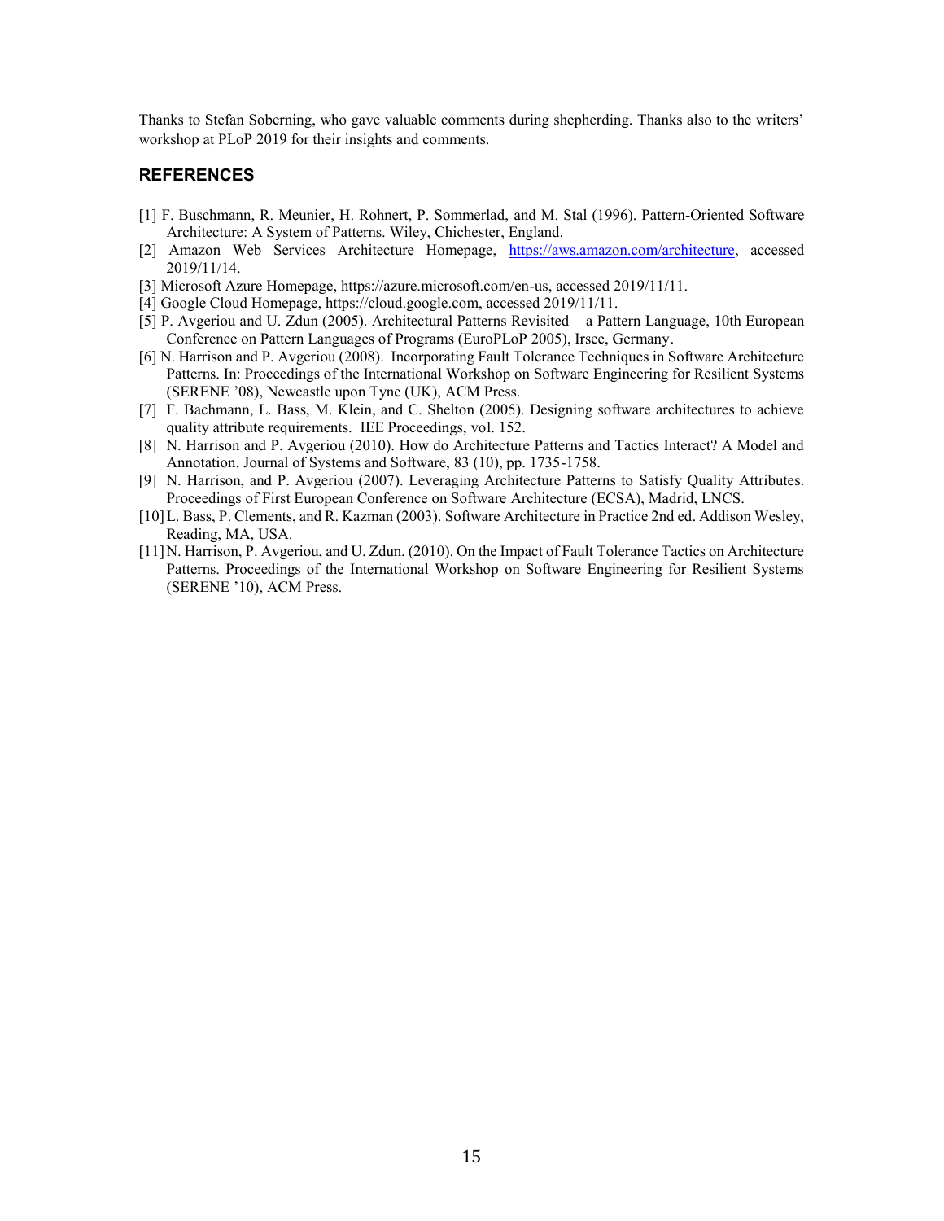Thanks to Stefan Soberning, who gave valuable comments during shepherding. Thanks also to the writers' workshop at PLoP 2019 for their insights and comments.

### REFERENCES

[1] F. Buschmann, R. Meunier, H. Rohnert, P. Sommerlad, and M. Stal (1996). Pattern-Oriented Software Architecture: A System of Patterns. Wiley, Chichester, England.

[2] Amazon Web Services Architecture Homepage, https://aws.amazon.com/architecture, accessed 2019/11/14.

[3] Microsoft Azure Homepage, https://azure.microsoft.com/en-us, accessed 2019/11/11.

[4] Google Cloud Homepage, https://cloud.google.com, accessed 2019/11/11.

[5] P. Avgeriou and U. Zdun (2005). Architectural Patterns Revisited – a Pattern Language, 10th European Conference on Pattern Languages of Programs (EuroPLoP 2005), Irsee, Germany.

[6] N. Harrison and P. Avgeriou (2008). Incorporating Fault Tolerance Techniques in Software Architecture Patterns. In: Proceedings of the International Workshop on Software Engineering for Resilient Systems (SERENE '08), Newcastle upon Tyne (UK), ACM Press.

[7] F. Bachmann, L. Bass, M. Klein, and C. Shelton (2005). Designing software architectures to achieve quality attribute requirements. IEE Proceedings, vol. 152.

[8] N. Harrison and P. Avgeriou (2010). How do Architecture Patterns and Tactics Interact? A Model and Annotation. Journal of Systems and Software, 83 (10), pp. 1735-1758.

[9] N. Harrison, and P. Avgeriou (2007). Leveraging Architecture Patterns to Satisfy Quality Attributes. Proceedings of First European Conference on Software Architecture (ECSA), Madrid, LNCS.

[10] L. Bass, P. Clements, and R. Kazman (2003). Software Architecture in Practice 2nd ed. Addison Wesley, Reading, MA, USA.

[11] N. Harrison, P. Avgeriou, and U. Zdun. (2010). On the Impact of Fault Tolerance Tactics on Architecture Patterns. Proceedings of the International Workshop on Software Engineering for Resilient Systems (SERENE '10), ACM Press.